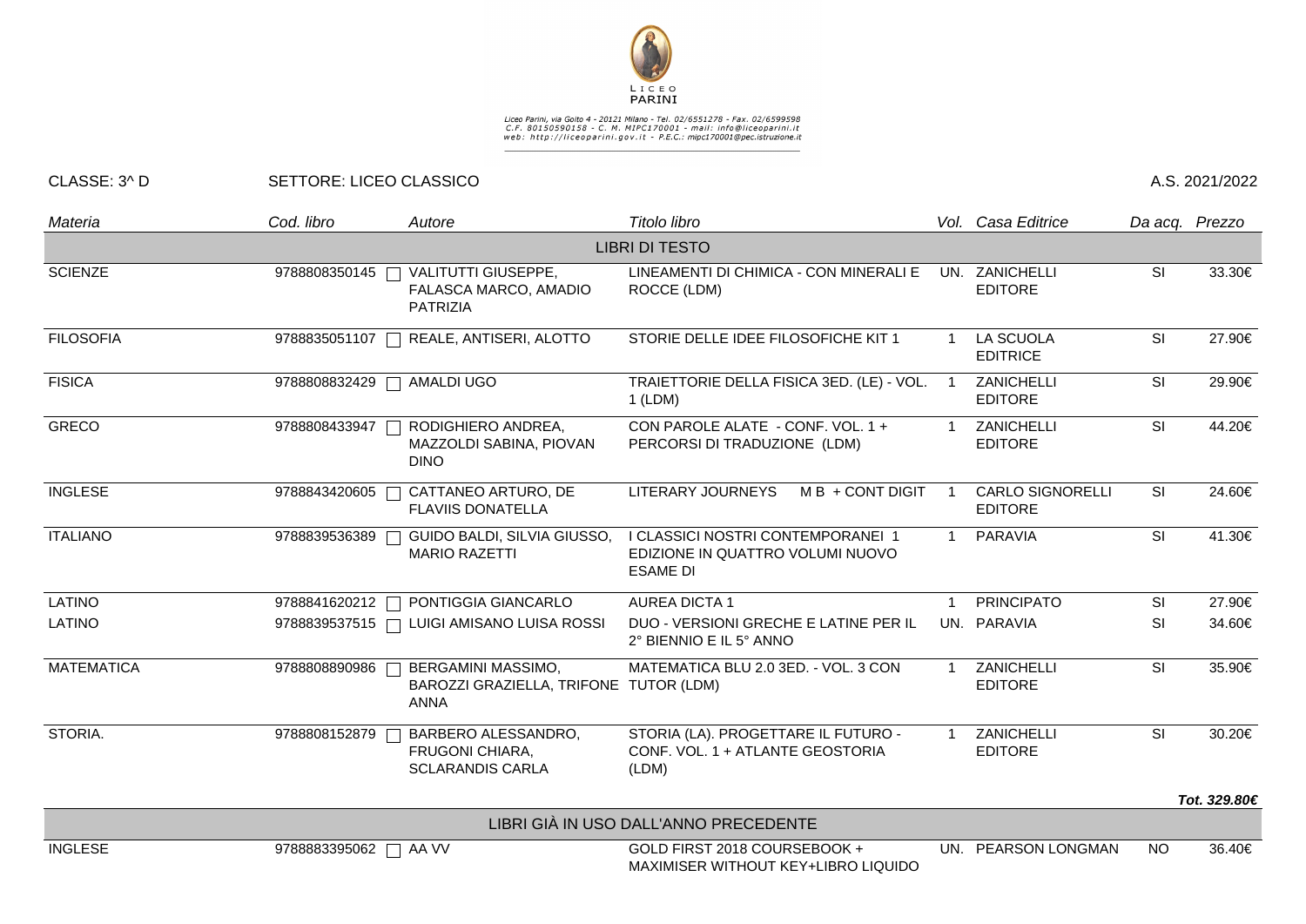LICEO PARINI

Liceo Parini, via Goito 4 - 20121 Milano - Tel. 02/6551278 - Fax. 02/6599598
C.F. 80150590158 - C. M. MIPC170001 - mail: info@liceoparini.it
web: http://liceoparini.gov.it - P.E.C.: mipc170001@pec.istruzione.it

CLASSE: 3^ D SETTORE: LICEO CLASSICO A.S. 2021/2022

| *Materia* | *Cod. libro* | *Autore* | *Titolo libro* | *Vol.* | *Casa Editrice* | *Da acq.* | *Prezzo* |
|---|---|---|---|---|---|---|---|
| | | | LIBRI DI TESTO | | | | |
| SCIENZE | 9788808350145 | VALITUTTI GIUSEPPE, FALASCA MARCO, AMADIO PATRIZIA | LINEAMENTI DI CHIMICA - CON MINERALI E ROCCE (LDM) | UN. | ZANICHELLI EDITORE | SI | 33.30€ |
| FILOSOFIA | 9788835051107 | REALE, ANTISERI, ALOTTO | STORIE DELLE IDEE FILOSOFICHE KIT 1 | 1 | LA SCUOLA EDITRICE | SI | 27.90€ |
| FISICA | 9788808832429 | AMALDI UGO | TRAIETTORIE DELLA FISICA 3ED. (LE) - VOL. 1 (LDM) | 1 | ZANICHELLI EDITORE | SI | 29.90€ |
| GRECO | 9788808433947 | RODIGHIERO ANDREA, MAZZOLDI SABINA, PIOVAN DINO | CON PAROLE ALATE - CONF. VOL. 1 + PERCORSI DI TRADUZIONE (LDM) | 1 | ZANICHELLI EDITORE | SI | 44.20€ |
| INGLESE | 9788843420605 | CATTANEO ARTURO, DE FLAVIIS DONATELLA | LITERARY JOURNEYS M B + CONT DIGIT | 1 | CARLO SIGNORELLI EDITORE | SI | 24.60€ |
| ITALIANO | 9788839536389 | GUIDO BALDI, SILVIA GIUSSO, MARIO RAZETTI | I CLASSICI NOSTRI CONTEMPORANEI 1 EDIZIONE IN QUATTRO VOLUMI NUOVO ESAME DI | 1 | PARAVIA | SI | 41.30€ |
| LATINO | 9788841620212 | PONTIGGIA GIANCARLO | AUREA DICTA 1 | 1 | PRINCIPATO | SI | 27.90€ |
| LATINO | 9788839537515 | LUIGI AMISANO LUISA ROSSI | DUO - VERSIONI GRECHE E LATINE PER IL 2° BIENNIO E IL 5° ANNO | UN. | PARAVIA | SI | 34.60€ |
| MATEMATICA | 9788808890986 | BERGAMINI MASSIMO, BAROZZI GRAZIELLA, TRIFONE ANNA | MATEMATICA BLU 2.0 3ED. - VOL. 3 CON TUTOR (LDM) | 1 | ZANICHELLI EDITORE | SI | 35.90€ |
| STORIA. | 9788808152879 | BARBERO ALESSANDRO, FRUGONI CHIARA, SCLARANDIS CARLA | STORIA (LA). PROGETTARE IL FUTURO - CONF. VOL. 1 + ATLANTE GEOSTORIA (LDM) | 1 | ZANICHELLI EDITORE | SI | 30.20€ |
| | | | | | | | ***Tot. 329.80€*** |
| | | | LIBRI GIÀ IN USO DALL'ANNO PRECEDENTE | | | | |
| INGLESE | 9788883395062 | AA VV | GOLD FIRST 2018 COURSEBOOK + MAXIMISER WITHOUT KEY+LIBRO LIQUIDO | UN. | PEARSON LONGMAN | NO | 36.40€ |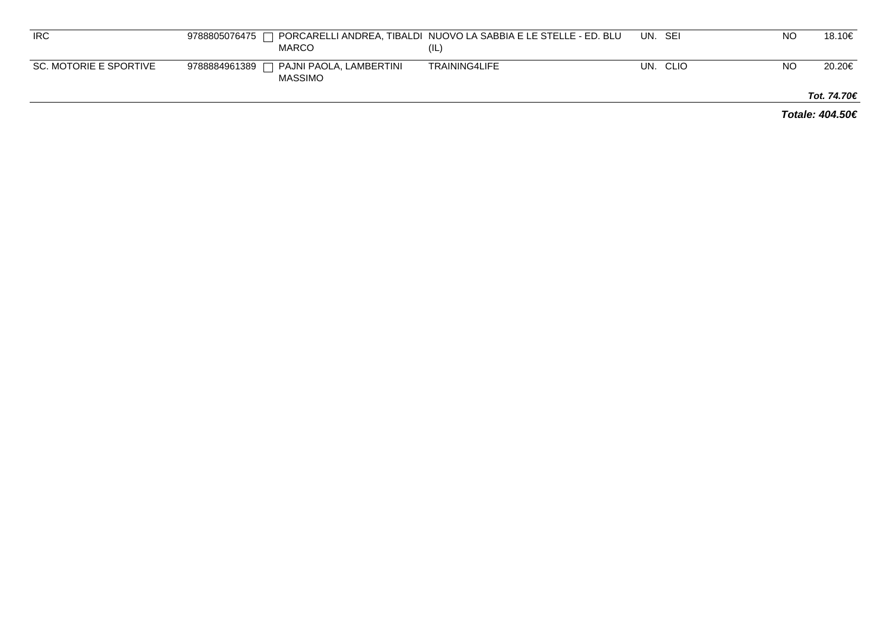| | | | | | | | | |
|---|---|---|---|---|---|---|---|---|
| IRC | 9788805076475 | ☐ | PORCARELLI ANDREA, TIBALDI MARCO | NUOVO LA SABBIA E LE STELLE - ED. BLU (IL) | UN. | SEI | NO | 18.10€ |
| SC. MOTORIE E SPORTIVE | 9788884961389 | ☐ | PAJNI PAOLA, LAMBERTINI MASSIMO | TRAINING4LIFE | UN. | CLIO | NO | 20.20€ |
| | | | | | | | | ***Tot. 74.70€*** |

***Totale: 404.50€***